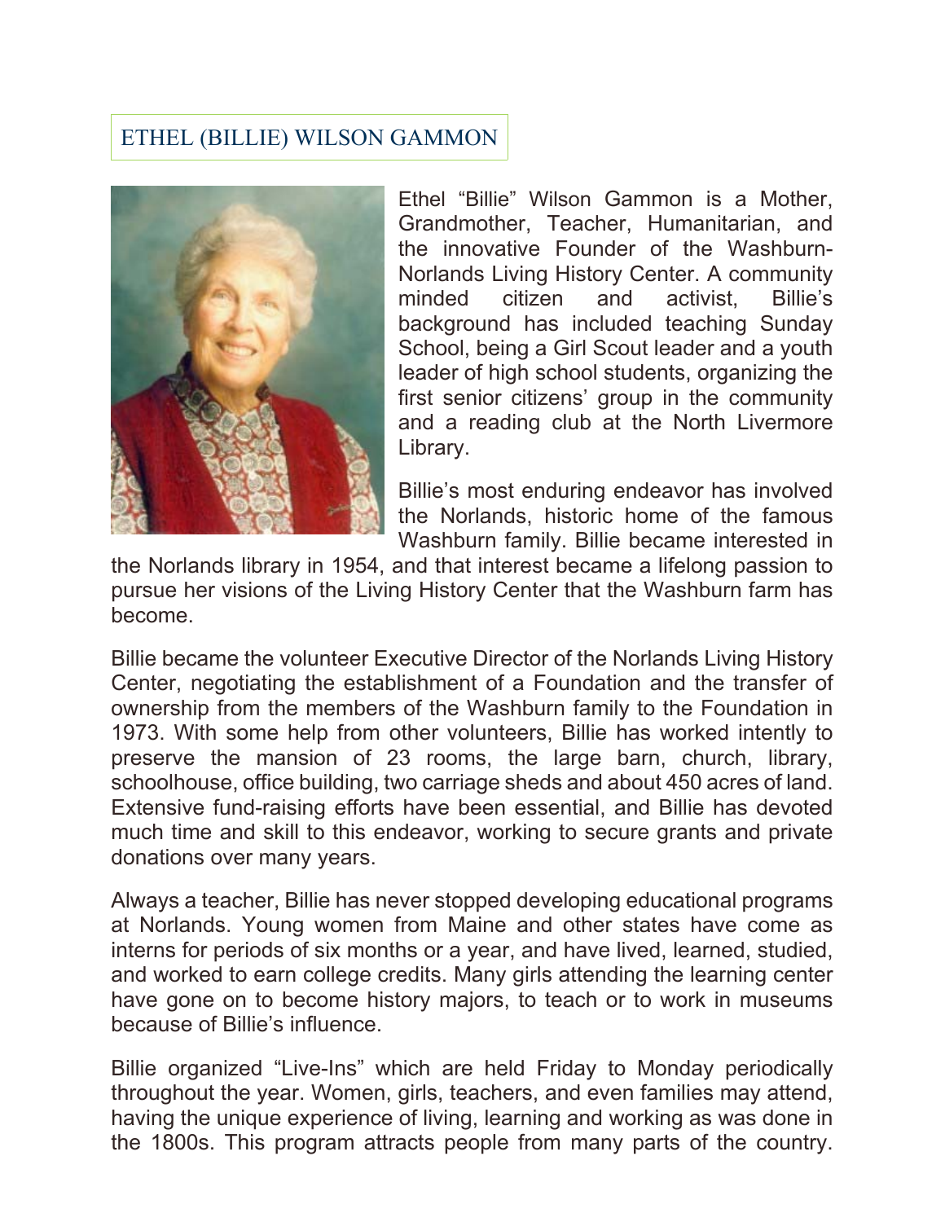# ETHEL (BILLIE) WILSON GAMMON

Ethel "Billie" Wilson Gammon is a Mother, Grandmother, Teacher, Humanitarian, and the innovative Founder of the Washburn-Norlands Living History Center. A community minded citizen and activist, Billie's background has included teaching Sunday School, being a Girl Scout leader and a youth leader of high school students, organizing the first senior citizens' group in the community and a reading club at the North Livermore Library.

Billie's most enduring endeavor has involved the Norlands, historic home of the famous Washburn family. Billie became interested in the Norlands library in 1954, and that interest became a lifelong passion to pursue her visions of the Living History Center that the Washburn farm has become.

Billie became the volunteer Executive Director of the Norlands Living History Center, negotiating the establishment of a Foundation and the transfer of ownership from the members of the Washburn family to the Foundation in 1973. With some help from other volunteers, Billie has worked intently to preserve the mansion of 23 rooms, the large barn, church, library, schoolhouse, office building, two carriage sheds and about 450 acres of land. Extensive fund-raising efforts have been essential, and Billie has devoted much time and skill to this endeavor, working to secure grants and private donations over many years.

Always a teacher, Billie has never stopped developing educational programs at Norlands. Young women from Maine and other states have come as interns for periods of six months or a year, and have lived, learned, studied, and worked to earn college credits. Many girls attending the learning center have gone on to become history majors, to teach or to work in museums because of Billie's influence.

Billie organized "Live-Ins" which are held Friday to Monday periodically throughout the year. Women, girls, teachers, and even families may attend, having the unique experience of living, learning and working as was done in the 1800s. This program attracts people from many parts of the country.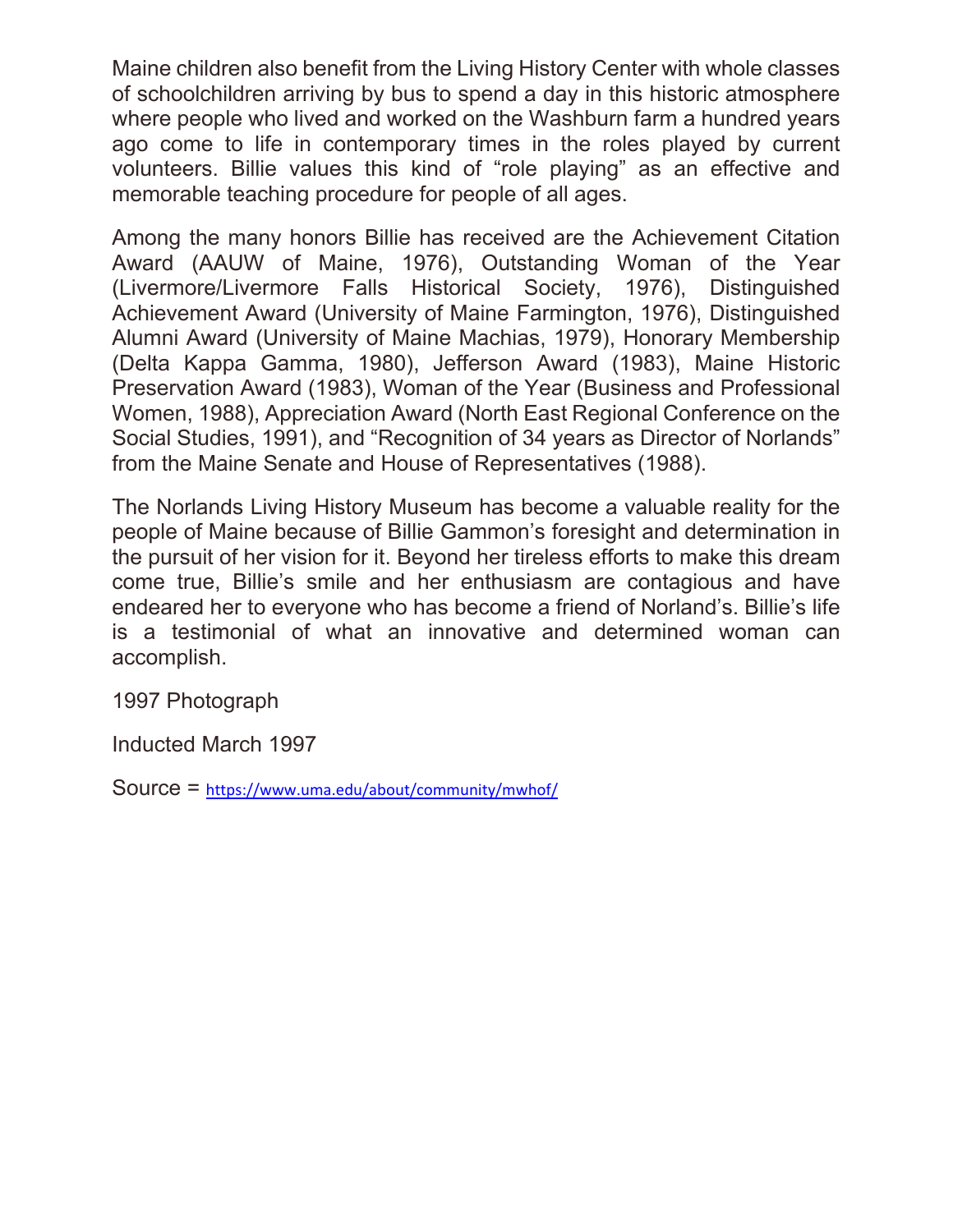Maine children also benefit from the Living History Center with whole classes of schoolchildren arriving by bus to spend a day in this historic atmosphere where people who lived and worked on the Washburn farm a hundred years ago come to life in contemporary times in the roles played by current volunteers. Billie values this kind of "role playing" as an effective and memorable teaching procedure for people of all ages.

Among the many honors Billie has received are the Achievement Citation Award (AAUW of Maine, 1976), Outstanding Woman of the Year (Livermore/Livermore Falls Historical Society, 1976), Distinguished Achievement Award (University of Maine Farmington, 1976), Distinguished Alumni Award (University of Maine Machias, 1979), Honorary Membership (Delta Kappa Gamma, 1980), Jefferson Award (1983), Maine Historic Preservation Award (1983), Woman of the Year (Business and Professional Women, 1988), Appreciation Award (North East Regional Conference on the Social Studies, 1991), and "Recognition of 34 years as Director of Norlands" from the Maine Senate and House of Representatives (1988).

The Norlands Living History Museum has become a valuable reality for the people of Maine because of Billie Gammon's foresight and determination in the pursuit of her vision for it. Beyond her tireless efforts to make this dream come true, Billie's smile and her enthusiasm are contagious and have endeared her to everyone who has become a friend of Norland's. Billie's life is a testimonial of what an innovative and determined woman can accomplish.

1997 Photograph

Inducted March 1997

Source = https://www.uma.edu/about/community/mwhof/